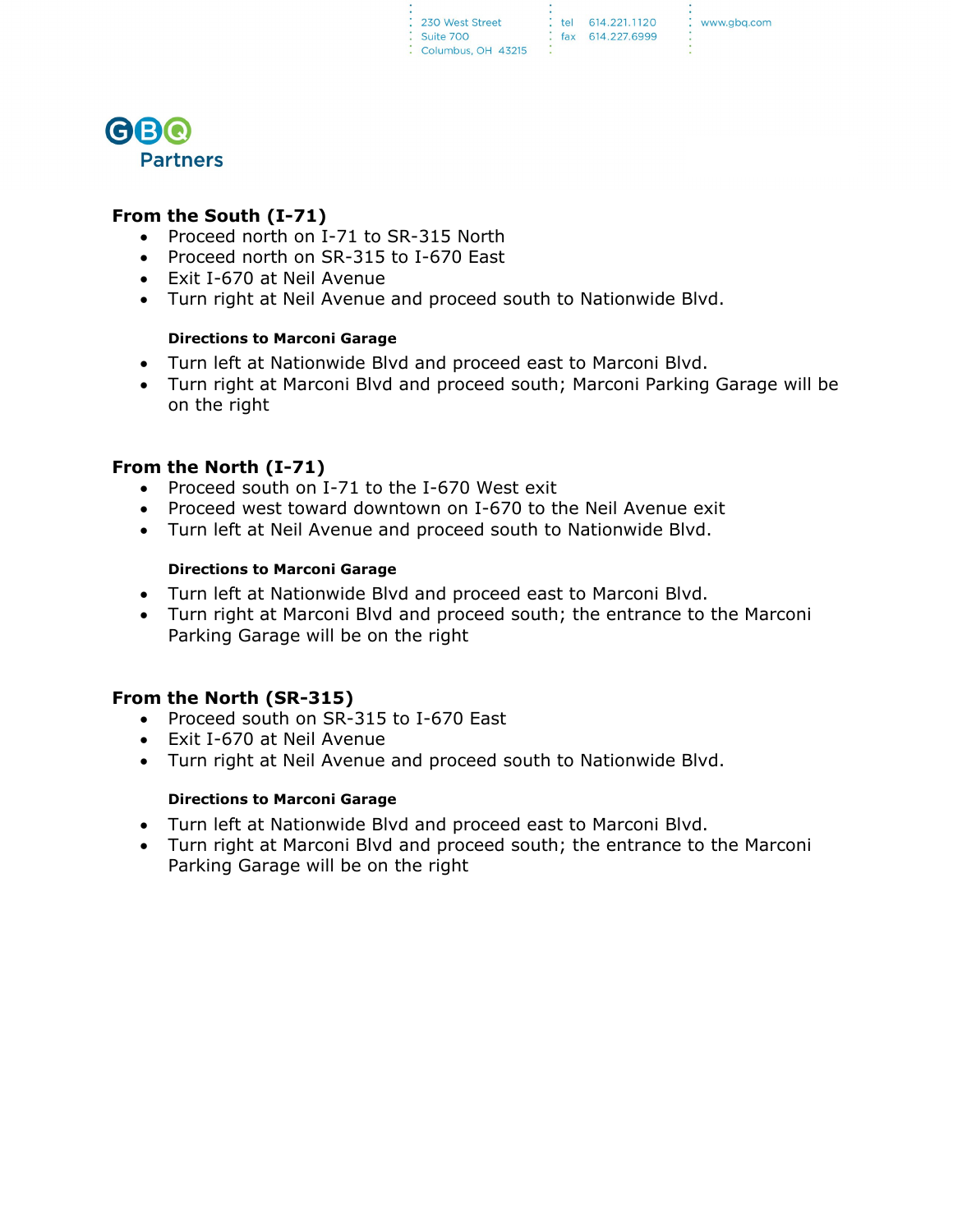230 West Street
Suite 700
Columbus, OH 43215

tel 614.221.1120
fax 614.227.6999

www.gbq.com

GBQ Partners

## From the South (I-71)

- Proceed north on I-71 to SR-315 North
- Proceed north on SR-315 to I-670 East
- Exit I-670 at Neil Avenue
- Turn right at Neil Avenue and proceed south to Nationwide Blvd.

#### Directions to Marconi Garage

- Turn left at Nationwide Blvd and proceed east to Marconi Blvd.
- Turn right at Marconi Blvd and proceed south; Marconi Parking Garage will be on the right

## From the North (I-71)

- Proceed south on I-71 to the I-670 West exit
- Proceed west toward downtown on I-670 to the Neil Avenue exit
- Turn left at Neil Avenue and proceed south to Nationwide Blvd.

#### Directions to Marconi Garage

- Turn left at Nationwide Blvd and proceed east to Marconi Blvd.
- Turn right at Marconi Blvd and proceed south; the entrance to the Marconi Parking Garage will be on the right

## From the North (SR-315)

- Proceed south on SR-315 to I-670 East
- Exit I-670 at Neil Avenue
- Turn right at Neil Avenue and proceed south to Nationwide Blvd.

#### Directions to Marconi Garage

- Turn left at Nationwide Blvd and proceed east to Marconi Blvd.
- Turn right at Marconi Blvd and proceed south; the entrance to the Marconi Parking Garage will be on the right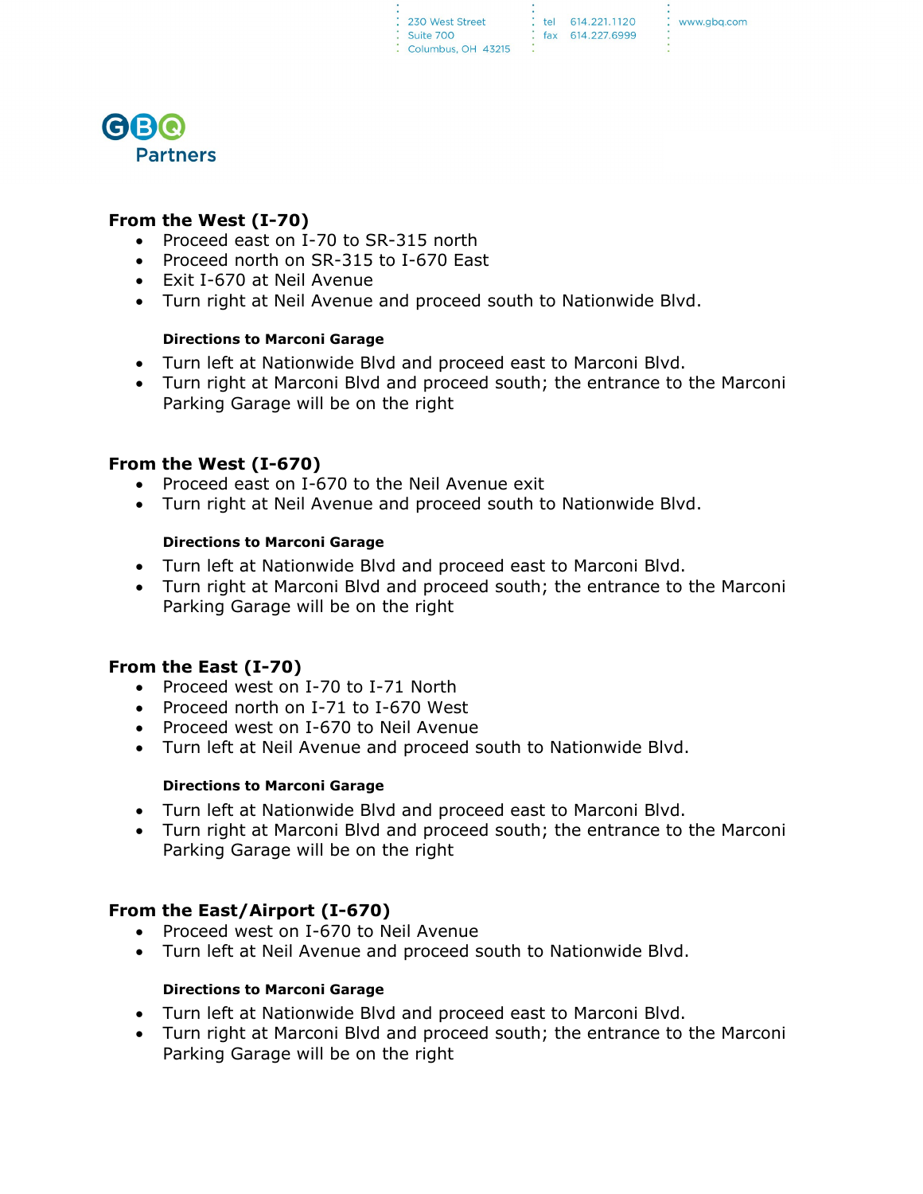## From the West (I-70)

- Proceed east on I-70 to SR-315 north
- Proceed north on SR-315 to I-670 East
- Exit I-670 at Neil Avenue
- Turn right at Neil Avenue and proceed south to Nationwide Blvd.

#### Directions to Marconi Garage

- Turn left at Nationwide Blvd and proceed east to Marconi Blvd.
- Turn right at Marconi Blvd and proceed south; the entrance to the Marconi Parking Garage will be on the right

## From the West (I-670)

- Proceed east on I-670 to the Neil Avenue exit
- Turn right at Neil Avenue and proceed south to Nationwide Blvd.

#### Directions to Marconi Garage

- Turn left at Nationwide Blvd and proceed east to Marconi Blvd.
- Turn right at Marconi Blvd and proceed south; the entrance to the Marconi Parking Garage will be on the right

## From the East (I-70)

- Proceed west on I-70 to I-71 North
- Proceed north on I-71 to I-670 West
- Proceed west on I-670 to Neil Avenue
- Turn left at Neil Avenue and proceed south to Nationwide Blvd.

#### Directions to Marconi Garage

- Turn left at Nationwide Blvd and proceed east to Marconi Blvd.
- Turn right at Marconi Blvd and proceed south; the entrance to the Marconi Parking Garage will be on the right

## From the East/Airport (I-670)

- Proceed west on I-670 to Neil Avenue
- Turn left at Neil Avenue and proceed south to Nationwide Blvd.

#### Directions to Marconi Garage

- Turn left at Nationwide Blvd and proceed east to Marconi Blvd.
- Turn right at Marconi Blvd and proceed south; the entrance to the Marconi Parking Garage will be on the right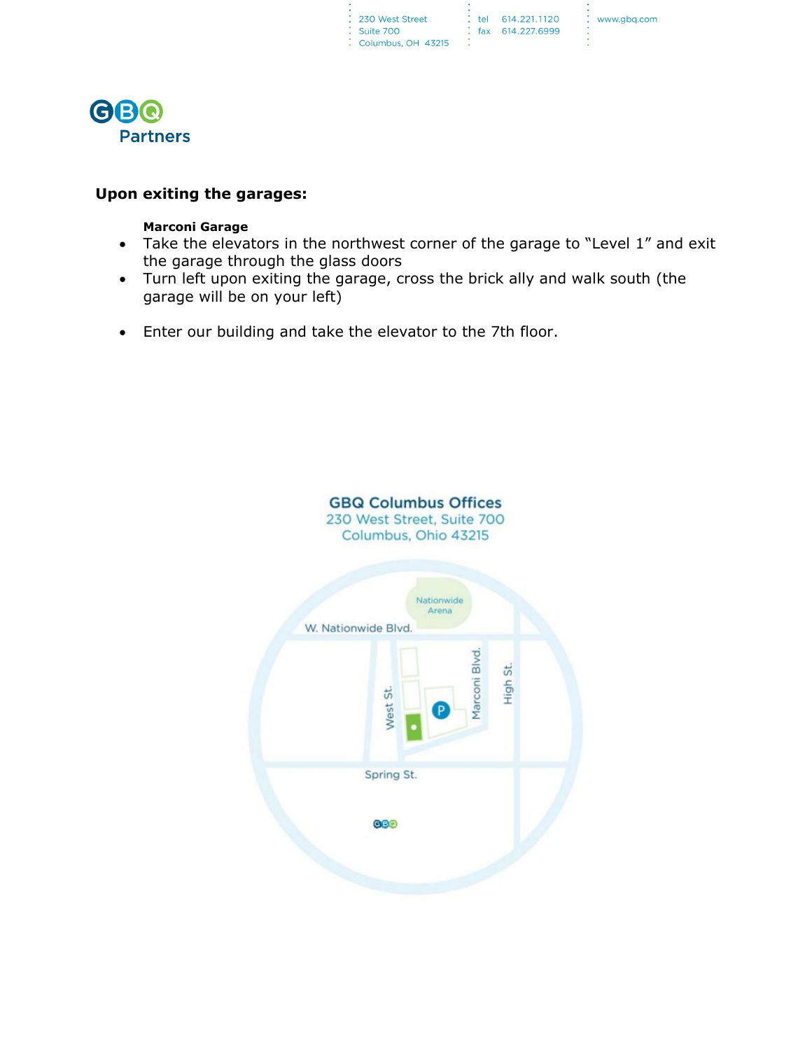## Upon exiting the garages:

**Marconi Garage**

- Take the elevators in the northwest corner of the garage to “Level 1” and exit the garage through the glass doors
- Turn left upon exiting the garage, cross the brick ally and walk south (the garage will be on your left)
- Enter our building and take the elevator to the 7th floor.

GBQ Columbus Offices
230 West Street, Suite 700
Columbus, Ohio 43215

Nationwide Arena
W. Nationwide Blvd.
West St.
Marconi Blvd.
High St.
P
Spring St.